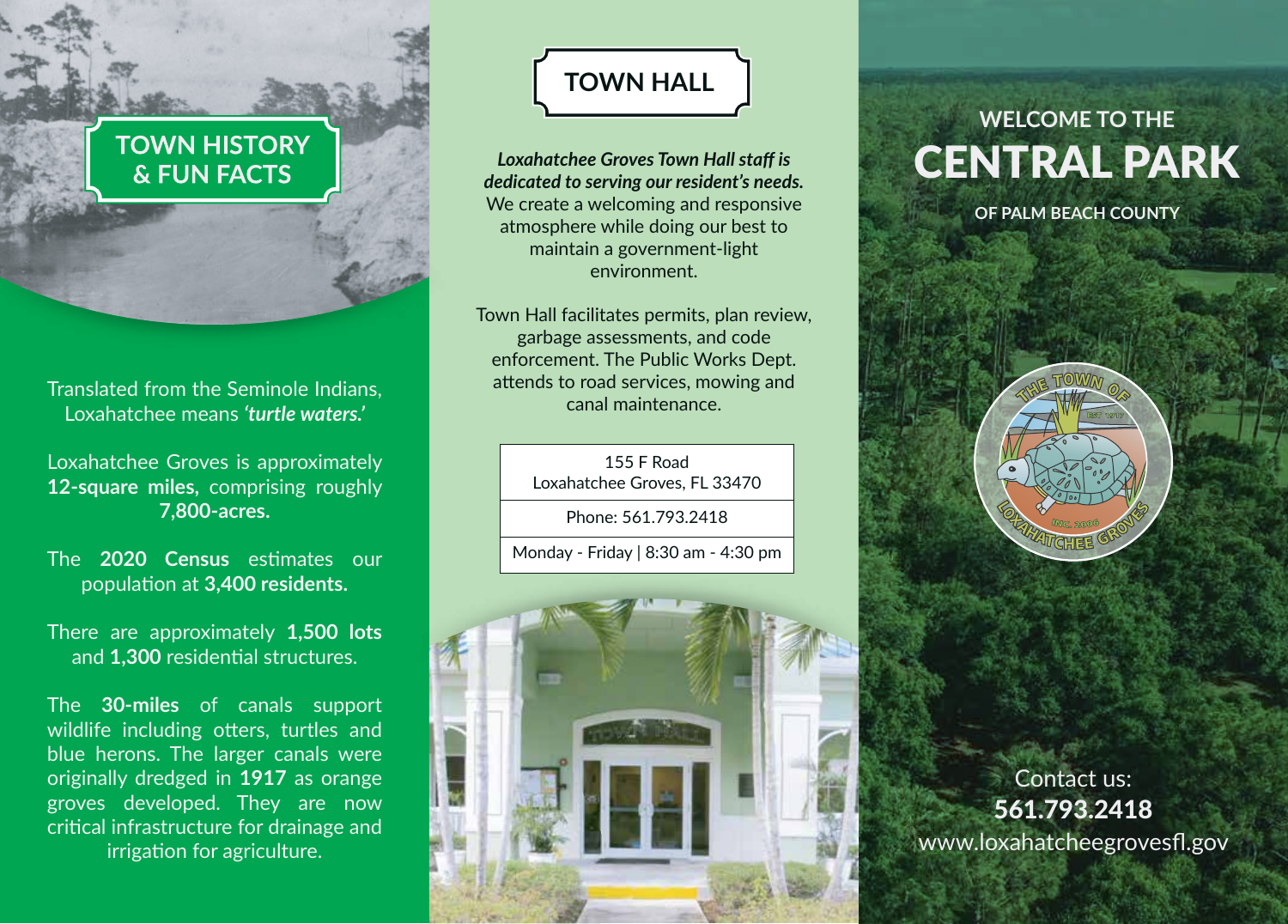## TOWN HISTORY & FUN FACTS

Translated from the Seminole Indians, Loxahatchee means ***'turtle waters.'***

Loxahatchee Groves is approximately **12-square miles,** comprising roughly **7,800-acres.**

The **2020 Census** estimates our population at **3,400 residents.**

There are approximately **1,500 lots** and **1,300** residential structures.

The **30-miles** of canals support wildlife including otters, turtles and blue herons. The larger canals were originally dredged in **1917** as orange groves developed. They are now critical infrastructure for drainage and irrigation for agriculture.

## TOWN HALL

***Loxahatchee Groves Town Hall staff is dedicated to serving our resident's needs.*** We create a welcoming and responsive atmosphere while doing our best to maintain a government-light environment.

Town Hall facilitates permits, plan review, garbage assessments, and code enforcement. The Public Works Dept. attends to road services, mowing and canal maintenance.

| 155 F Road<br>Loxahatchee Groves, FL 33470 |
|---|
| Phone: 561.793.2418 |
| Monday - Friday \| 8:30 am - 4:30 pm |

## WELCOME TO THE
# CENTRAL PARK
### OF PALM BEACH COUNTY

THE TOWN OF LOXAHATCHEE GROVES
EST 1917
INC. 2006

Contact us:
**561.793.2418**
www.loxahatcheegrovesfl.gov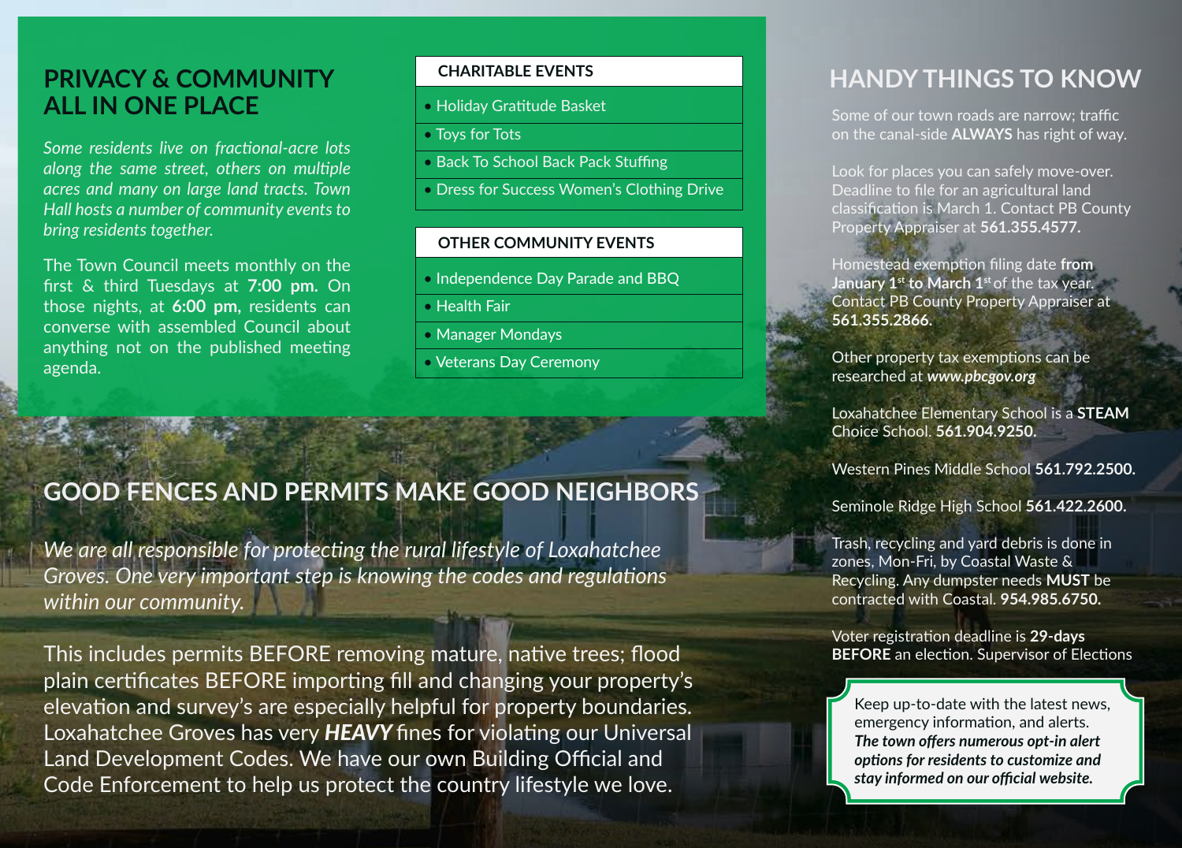## PRIVACY & COMMUNITY ALL IN ONE PLACE

*Some residents live on fractional-acre lots along the same street, others on multiple acres and many on large land tracts. Town Hall hosts a number of community events to bring residents together.*

The Town Council meets monthly on the first & third Tuesdays at **7:00 pm.** On those nights, at **6:00 pm,** residents can converse with assembled Council about anything not on the published meeting agenda.

| CHARITABLE EVENTS |
| --- |
| • Holiday Gratitude Basket |
| • Toys for Tots |
| • Back To School Back Pack Stuffing |
| • Dress for Success Women's Clothing Drive |

| OTHER COMMUNITY EVENTS |
| --- |
| • Independence Day Parade and BBQ |
| • Health Fair |
| • Manager Mondays |
| • Veterans Day Ceremony |

## GOOD FENCES AND PERMITS MAKE GOOD NEIGHBORS

*We are all responsible for protecting the rural lifestyle of Loxahatchee Groves. One very important step is knowing the codes and regulations within our community.*

This includes permits BEFORE removing mature, native trees; flood plain certificates BEFORE importing fill and changing your property's elevation and survey's are especially helpful for property boundaries. Loxahatchee Groves has very ***HEAVY*** fines for violating our Universal Land Development Codes. We have our own Building Official and Code Enforcement to help us protect the country lifestyle we love.

## HANDY THINGS TO KNOW

Some of our town roads are narrow; traffic on the canal-side **ALWAYS** has right of way.

Look for places you can safely move-over. Deadline to file for an agricultural land classification is March 1. Contact PB County Property Appraiser at **561.355.4577.**

Homestead exemption filing date **from January 1st to March 1st** of the tax year. Contact PB County Property Appraiser at **561.355.2866.**

Other property tax exemptions can be researched at ***www.pbcgov.org***

Loxahatchee Elementary School is a **STEAM** Choice School. **561.904.9250.**

Western Pines Middle School **561.792.2500.**

Seminole Ridge High School **561.422.2600.**

Trash, recycling and yard debris is done in zones, Mon-Fri, by Coastal Waste & Recycling. Any dumpster needs **MUST** be contracted with Coastal. **954.985.6750.**

Voter registration deadline is **29-days BEFORE** an election. Supervisor of Elections

Keep up-to-date with the latest news, emergency information, and alerts. ***The town offers numerous opt-in alert options for residents to customize and stay informed on our official website.***